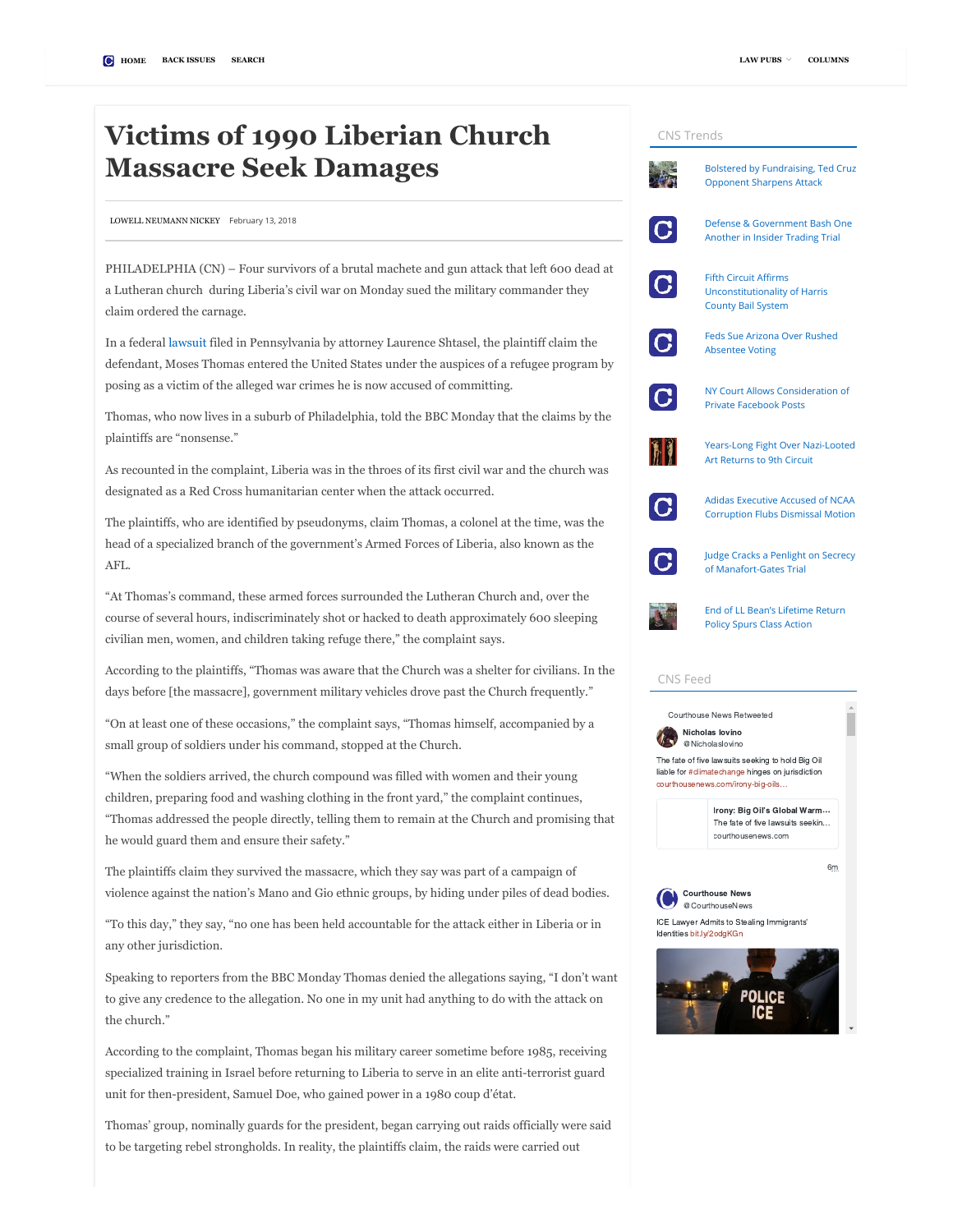# Victims of 1990 Liberian Church Massacre Seek Damages

LOWELL NEUMANN NICKEY February 13, 2018

PHILADELPHIA (CN) – Four survivors of a brutal machete and gun attack that left 600 dead at a Lutheran church during Liberia's civil war on Monday sued the military commander they claim ordered the carnage.

In a federal lawsuit filed in Pennsylvania by attorney Laurence Shtasel, the plaintiff claim the defendant, Moses Thomas entered the United States under the auspices of a refugee program by posing as a victim of the alleged war crimes he is now accused of committing.

Thomas, who now lives in a suburb of Philadelphia, told the BBC Monday that the claims by the plaintiffs are "nonsense."

As recounted in the complaint, Liberia was in the throes of its first civil war and the church was designated as a Red Cross humanitarian center when the attack occurred.

The plaintiffs, who are identified by pseudonyms, claim Thomas, a colonel at the time, was the head of a specialized branch of the government's Armed Forces of Liberia, also known as the AFL.

"At Thomas's command, these armed forces surrounded the Lutheran Church and, over the course of several hours, indiscriminately shot or hacked to death approximately 600 sleeping civilian men, women, and children taking refuge there," the complaint says.

According to the plaintiffs, "Thomas was aware that the Church was a shelter for civilians. In the days before [the massacre], government military vehicles drove past the Church frequently."

"On at least one of these occasions," the complaint says, "Thomas himself, accompanied by a small group of soldiers under his command, stopped at the Church.

"When the soldiers arrived, the church compound was filled with women and their young children, preparing food and washing clothing in the front yard," the complaint continues, "Thomas addressed the people directly, telling them to remain at the Church and promising that he would guard them and ensure their safety."

The plaintiffs claim they survived the massacre, which they say was part of a campaign of violence against the nation's Mano and Gio ethnic groups, by hiding under piles of dead bodies.

"To this day," they say, "no one has been held accountable for the attack either in Liberia or in any other jurisdiction.

Speaking to reporters from the BBC Monday Thomas denied the allegations saying, "I don't want to give any credence to the allegation. No one in my unit had anything to do with the attack on the church."

According to the complaint, Thomas began his military career sometime before 1985, receiving specialized training in Israel before returning to Liberia to serve in an elite anti-terrorist guard unit for then-president, Samuel Doe, who gained power in a 1980 coup d'état.

Thomas' group, nominally guards for the president, began carrying out raids officially were said to be targeting rebel strongholds. In reality, the plaintiffs claim, the raids were carried out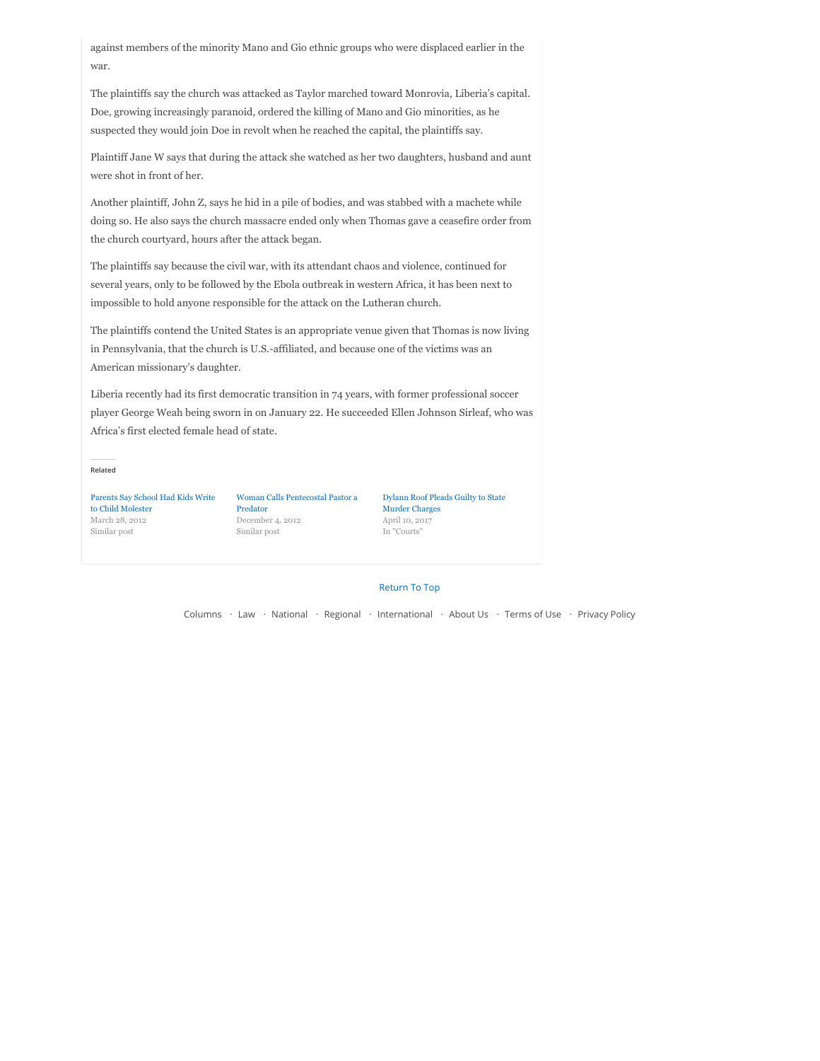against members of the minority Mano and Gio ethnic groups who were displaced earlier in the war.

The plaintiffs say the church was attacked as Taylor marched toward Monrovia, Liberia's capital. Doe, growing increasingly paranoid, ordered the killing of Mano and Gio minorities, as he suspected they would join Doe in revolt when he reached the capital, the plaintiffs say.

Plaintiff Jane W says that during the attack she watched as her two daughters, husband and aunt were shot in front of her.

Another plaintiff, John Z, says he hid in a pile of bodies, and was stabbed with a machete while doing so. He also says the church massacre ended only when Thomas gave a ceasefire order from the church courtyard, hours after the attack began.

The plaintiffs say because the civil war, with its attendant chaos and violence, continued for several years, only to be followed by the Ebola outbreak in western Africa, it has been next to impossible to hold anyone responsible for the attack on the Lutheran church.

The plaintiffs contend the United States is an appropriate venue given that Thomas is now living in Pennsylvania, that the church is U.S.-affiliated, and because one of the victims was an American missionary's daughter.

Liberia recently had its first democratic transition in 74 years, with former professional soccer player George Weah being sworn in on January 22. He succeeded Ellen Johnson Sirleaf, who was Africa's first elected female head of state.

Related

Parents Say School Had Kids Write to Child Molester
March 28, 2012
Similar post

Woman Calls Pentecostal Pastor a Predator
December 4, 2012
Similar post

Dylann Roof Pleads Guilty to State Murder Charges
April 10, 2017
In "Courts"

Return To Top

Columns · Law · National · Regional · International · About Us · Terms of Use · Privacy Policy